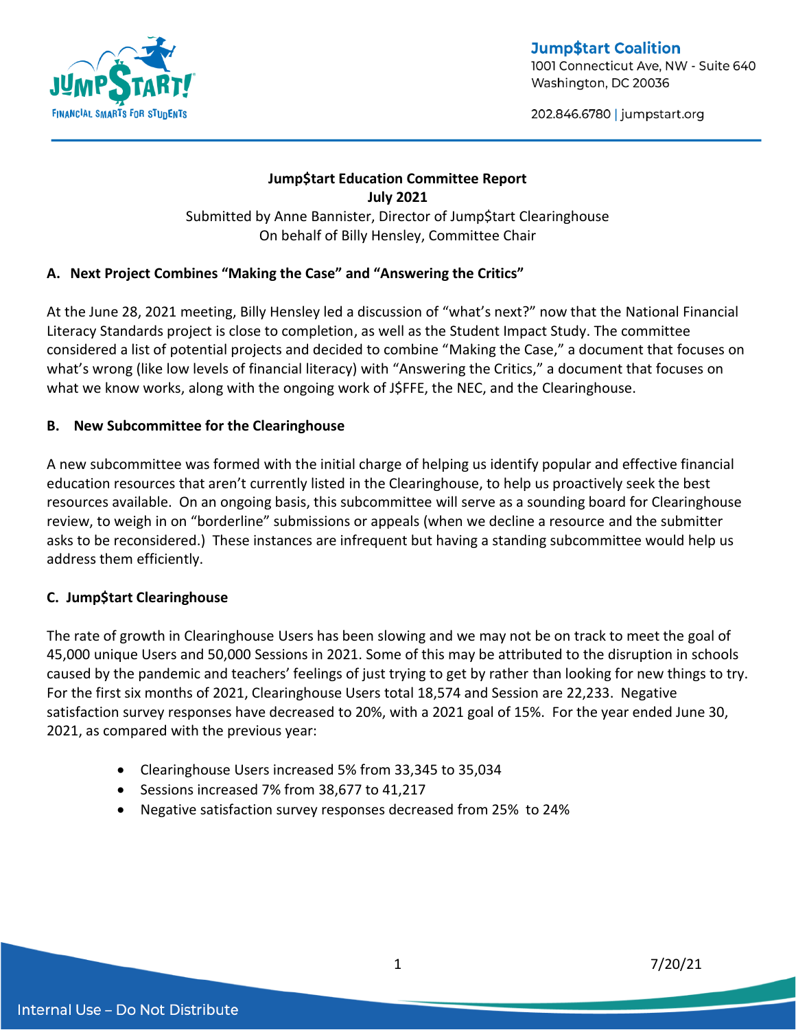Jump$tart Coalition
1001 Connecticut Ave, NW - Suite 640
Washington, DC 20036

202.846.6780 | jumpstart.org

**Jump$tart Education Committee Report**
**July 2021**
Submitted by Anne Bannister, Director of Jump$tart Clearinghouse
On behalf of Billy Hensley, Committee Chair

## A. Next Project Combines "Making the Case" and "Answering the Critics"

At the June 28, 2021 meeting, Billy Hensley led a discussion of "what's next?" now that the National Financial Literacy Standards project is close to completion, as well as the Student Impact Study. The committee considered a list of potential projects and decided to combine "Making the Case," a document that focuses on what's wrong (like low levels of financial literacy) with "Answering the Critics," a document that focuses on what we know works, along with the ongoing work of J$FFE, the NEC, and the Clearinghouse.

## B. New Subcommittee for the Clearinghouse

A new subcommittee was formed with the initial charge of helping us identify popular and effective financial education resources that aren't currently listed in the Clearinghouse, to help us proactively seek the best resources available. On an ongoing basis, this subcommittee will serve as a sounding board for Clearinghouse review, to weigh in on "borderline" submissions or appeals (when we decline a resource and the submitter asks to be reconsidered.) These instances are infrequent but having a standing subcommittee would help us address them efficiently.

## C. Jump$tart Clearinghouse

The rate of growth in Clearinghouse Users has been slowing and we may not be on track to meet the goal of 45,000 unique Users and 50,000 Sessions in 2021. Some of this may be attributed to the disruption in schools caused by the pandemic and teachers' feelings of just trying to get by rather than looking for new things to try. For the first six months of 2021, Clearinghouse Users total 18,574 and Session are 22,233. Negative satisfaction survey responses have decreased to 20%, with a 2021 goal of 15%. For the year ended June 30, 2021, as compared with the previous year:

- Clearinghouse Users increased 5% from 33,345 to 35,034
- Sessions increased 7% from 38,677 to 41,217
- Negative satisfaction survey responses decreased from 25% to 24%

Internal Use – Do Not Distribute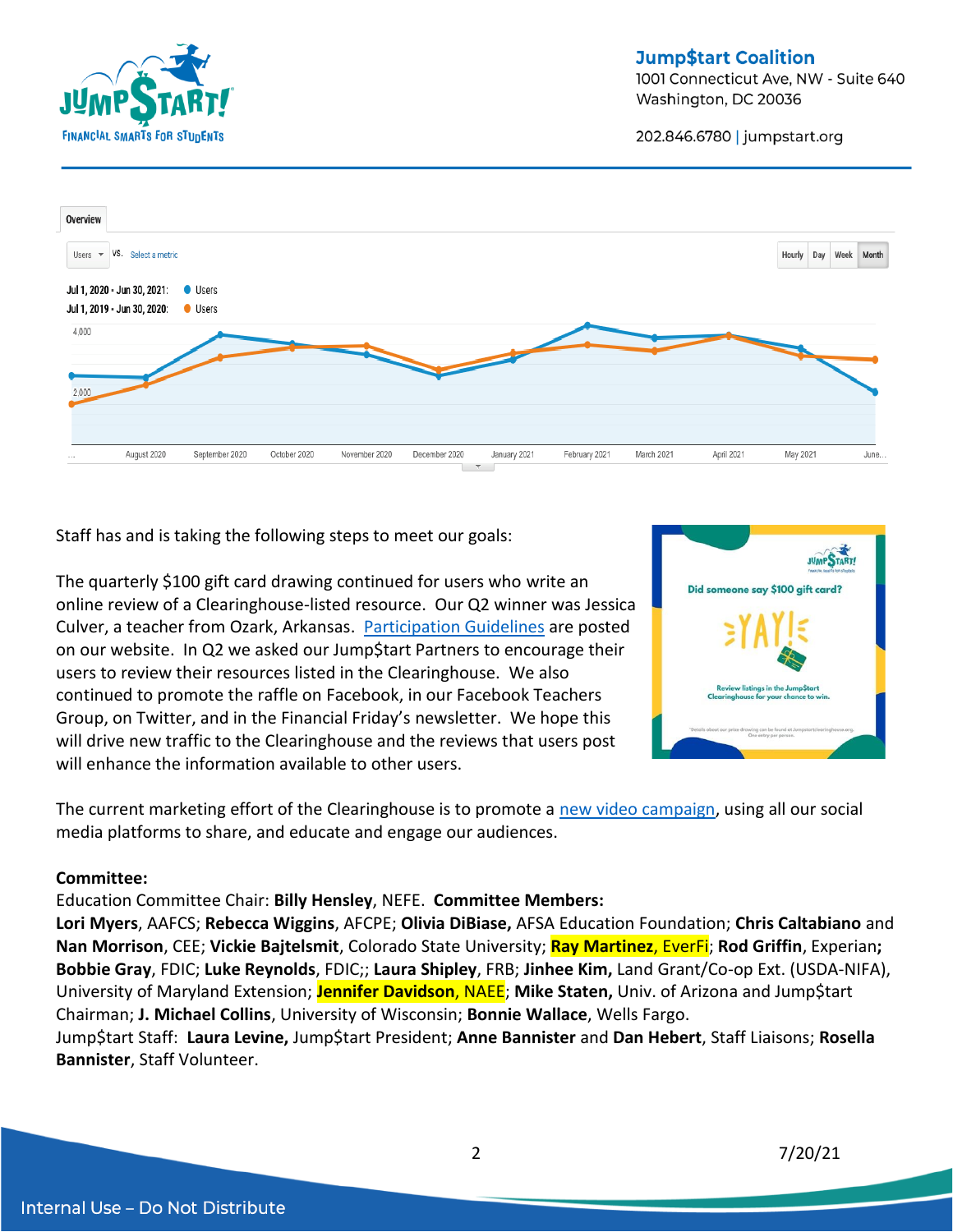Overview

Users vs. Select a metric

Hourly Day Week Month

Jul 1, 2020 - Jun 30, 2021: Users

Jul 1, 2019 - Jun 30, 2020: Users

4,000

2,000

... August 2020 September 2020 October 2020 November 2020 December 2020 January 2021 February 2021 March 2021 April 2021 May 2021 June...

Staff has and is taking the following steps to meet our goals:

The quarterly $100 gift card drawing continued for users who write an online review of a Clearinghouse-listed resource. Our Q2 winner was Jessica Culver, a teacher from Ozark, Arkansas. [Participation Guidelines] are posted on our website. In Q2 we asked our Jump$tart Partners to encourage their users to review their resources listed in the Clearinghouse. We also continued to promote the raffle on Facebook, in our Facebook Teachers Group, on Twitter, and in the Financial Friday's newsletter. We hope this will drive new traffic to the Clearinghouse and the reviews that users post will enhance the information available to other users.

Did someone say $100 gift card?

YAY!

Review listings in the Jump$tart Clearinghouse for your chance to win.

The current marketing effort of the Clearinghouse is to promote a [new video campaign], using all our social media platforms to share, and educate and engage our audiences.

**Committee:**

Education Committee Chair: **Billy Hensley**, NEFE. **Committee Members:**
**Lori Myers**, AAFCS; **Rebecca Wiggins**, AFCPE; **Olivia DiBiase,** AFSA Education Foundation; **Chris Caltabiano** and **Nan Morrison**, CEE; **Vickie Bajtelsmit**, Colorado State University; **Ray Martinez**, EverFi; **Rod Griffin**, Experian**;** **Bobbie Gray**, FDIC; **Luke Reynolds**, FDIC;; **Laura Shipley**, FRB; **Jinhee Kim,** Land Grant/Co-op Ext. (USDA-NIFA), University of Maryland Extension; **Jennifer Davidson**, NAEE; **Mike Staten,** Univ. of Arizona and Jump$tart Chairman; **J. Michael Collins**, University of Wisconsin; **Bonnie Wallace**, Wells Fargo.
Jump$tart Staff: **Laura Levine,** Jump$tart President; **Anne Bannister** and **Dan Hebert**, Staff Liaisons; **Rosella Bannister**, Staff Volunteer.